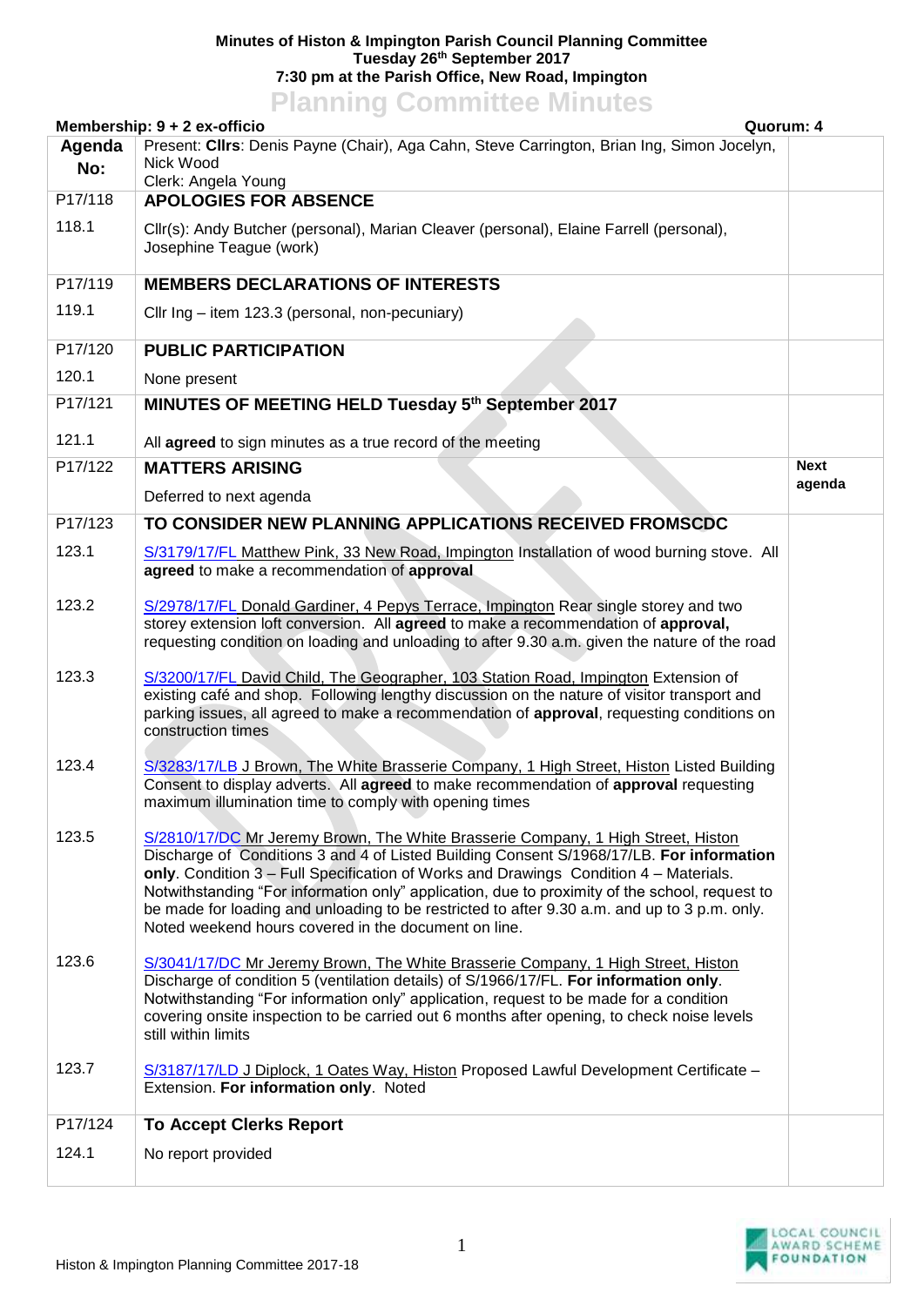**Minutes of Histon & Impington Parish Council Planning Committee**
**Tuesday 26th September 2017**
**7:30 pm at the Parish Office, New Road, Impington**

# Planning Committee Minutes

**Membership: 9 + 2 ex-officio** **Quorum: 4**

| Agenda No: | Present: **Cllrs**: Denis Payne (Chair), Aga Cahn, Steve Carrington, Brian Ing, Simon Jocelyn, Nick Wood<br>Clerk: Angela Young | |
|---|---|---|
| P17/118 | **APOLOGIES FOR ABSENCE** | |
| 118.1 | Cllr(s): Andy Butcher (personal), Marian Cleaver (personal), Elaine Farrell (personal), Josephine Teague (work) | |
| P17/119 | **MEMBERS DECLARATIONS OF INTERESTS** | |
| 119.1 | Cllr Ing – item 123.3 (personal, non-pecuniary) | |
| P17/120 | **PUBLIC PARTICIPATION** | |
| 120.1 | None present | |
| P17/121 | **MINUTES OF MEETING HELD Tuesday 5th September 2017** | |
| 121.1 | All **agreed** to sign minutes as a true record of the meeting | |
| P17/122 | **MATTERS ARISING**<br>Deferred to next agenda | **Next agenda** |
| P17/123 | **TO CONSIDER NEW PLANNING APPLICATIONS RECEIVED FROMSCDC** | |
| 123.1 | S/3179/17/FL Matthew Pink, 33 New Road, Impington Installation of wood burning stove. All **agreed** to make a recommendation of **approval** | |
| 123.2 | S/2978/17/FL Donald Gardiner, 4 Pepys Terrace, Impington Rear single storey and two storey extension loft conversion. All **agreed** to make a recommendation of **approval,** requesting condition on loading and unloading to after 9.30 a.m. given the nature of the road | |
| 123.3 | S/3200/17/FL David Child, The Geographer, 103 Station Road, Impington Extension of existing café and shop. Following lengthy discussion on the nature of visitor transport and parking issues, all agreed to make a recommendation of **approval**, requesting conditions on construction times | |
| 123.4 | S/3283/17/LB J Brown, The White Brasserie Company, 1 High Street, Histon Listed Building Consent to display adverts. All **agreed** to make recommendation of **approval** requesting maximum illumination time to comply with opening times | |
| 123.5 | S/2810/17/DC Mr Jeremy Brown, The White Brasserie Company, 1 High Street, Histon Discharge of Conditions 3 and 4 of Listed Building Consent S/1968/17/LB. **For information only**. Condition 3 – Full Specification of Works and Drawings Condition 4 – Materials. Notwithstanding "For information only" application, due to proximity of the school, request to be made for loading and unloading to be restricted to after 9.30 a.m. and up to 3 p.m. only. Noted weekend hours covered in the document on line. | |
| 123.6 | S/3041/17/DC Mr Jeremy Brown, The White Brasserie Company, 1 High Street, Histon Discharge of condition 5 (ventilation details) of S/1966/17/FL. **For information only**. Notwithstanding "For information only" application, request to be made for a condition covering onsite inspection to be carried out 6 months after opening, to check noise levels still within limits | |
| 123.7 | S/3187/17/LD J Diplock, 1 Oates Way, Histon Proposed Lawful Development Certificate – Extension. **For information only**. Noted | |
| P17/124 | **To Accept Clerks Report** | |
| 124.1 | No report provided | |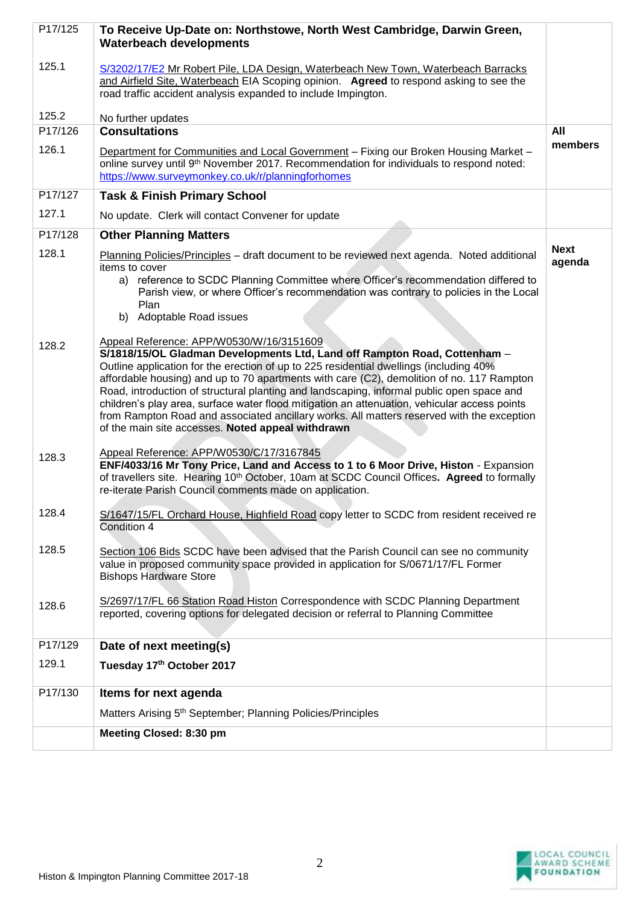| | | |
|---|---|---|
| P17/125 | **To Receive Up-Date on: Northstowe, North West Cambridge, Darwin Green, Waterbeach developments** | |
| 125.1 | S/3202/17/E2 Mr Robert Pile, LDA Design, Waterbeach New Town, Waterbeach Barracks and Airfield Site, Waterbeach EIA Scoping opinion. **Agreed** to respond asking to see the road traffic accident analysis expanded to include Impington. | |
| 125.2 | No further updates | |
| P17/126 | **Consultations** | **All members** |
| 126.1 | Department for Communities and Local Government – Fixing our Broken Housing Market – online survey until 9th November 2017. Recommendation for individuals to respond noted: https://www.surveymonkey.co.uk/r/planningforhomes | |
| P17/127 | **Task & Finish Primary School** | |
| 127.1 | No update. Clerk will contact Convener for update | |
| P17/128 | **Other Planning Matters** | |
| 128.1 | Planning Policies/Principles – draft document to be reviewed next agenda. Noted additional items to cover<br>a) reference to SCDC Planning Committee where Officer's recommendation differed to Parish view, or where Officer's recommendation was contrary to policies in the Local Plan<br>b) Adoptable Road issues | **Next agenda** |
| 128.2 | Appeal Reference: APP/W0530/W/16/3151609<br>**S/1818/15/OL Gladman Developments Ltd, Land off Rampton Road, Cottenham** – Outline application for the erection of up to 225 residential dwellings (including 40% affordable housing) and up to 70 apartments with care (C2), demolition of no. 117 Rampton Road, introduction of structural planting and landscaping, informal public open space and children's play area, surface water flood mitigation an attenuation, vehicular access points from Rampton Road and associated ancillary works. All matters reserved with the exception of the main site accesses. **Noted appeal withdrawn** | |
| 128.3 | Appeal Reference: APP/W0530/C/17/3167845<br>**ENF/4033/16 Mr Tony Price, Land and Access to 1 to 6 Moor Drive, Histon** - Expansion of travellers site. Hearing 10th October, 10am at SCDC Council Offices**. Agreed** to formally re-iterate Parish Council comments made on application. | |
| 128.4 | S/1647/15/FL Orchard House, Highfield Road copy letter to SCDC from resident received re Condition 4 | |
| 128.5 | Section 106 Bids SCDC have been advised that the Parish Council can see no community value in proposed community space provided in application for S/0671/17/FL Former Bishops Hardware Store | |
| 128.6 | S/2697/17/FL 66 Station Road Histon Correspondence with SCDC Planning Department reported, covering options for delegated decision or referral to Planning Committee | |
| P17/129 | **Date of next meeting(s)** | |
| 129.1 | **Tuesday 17th October 2017** | |
| P17/130 | **Items for next agenda** | |
| | Matters Arising 5th September; Planning Policies/Principles | |
| | **Meeting Closed: 8:30 pm** | |